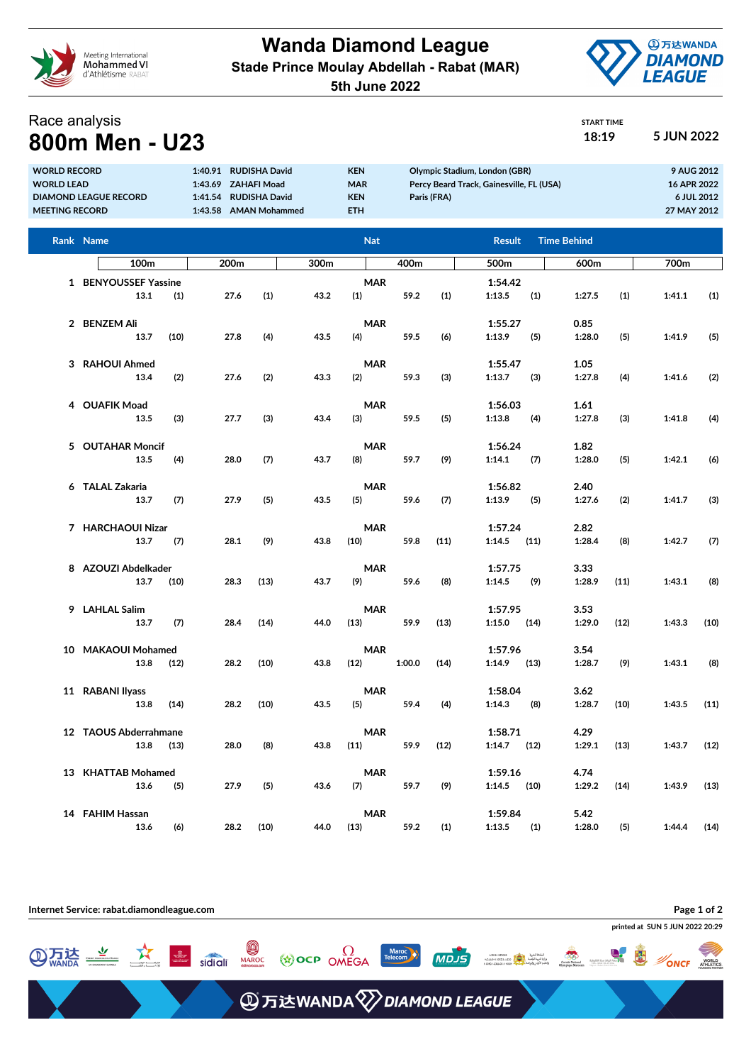# Wanda Diamond League

**Stade Prince Moulay Abdellah - Rabat (MAR)**

**5th June 2022**

Race analysis

# 800m Men - U23

START TIME **18:19** **5 JUN 2022**

| | | | | | |
|---|---|---|---|---|---|
| WORLD RECORD | 1:40.91 | RUDISHA David | KEN | Olympic Stadium, London (GBR) | 9 AUG 2012 |
| WORLD LEAD | 1:43.69 | ZAHAFI Moad | MAR | Percy Beard Track, Gainesville, FL (USA) | 16 APR 2022 |
| DIAMOND LEAGUE RECORD | 1:41.54 | RUDISHA David | KEN | Paris (FRA) | 6 JUL 2012 |
| MEETING RECORD | 1:43.58 | AMAN Mohammed | ETH | | 27 MAY 2012 |

| Rank | Name | Nat | Result | Time Behind | 100m | | 200m | | 300m | | 400m | | 500m | | 600m | | 700m | |
|---|---|---|---|---|---|---|---|---|---|---|---|---|---|---|---|---|---|---|
| 1 | BENYOUSSEF Yassine | MAR | 1:54.42 | | 13.1 | (1) | 27.6 | (1) | 43.2 | (1) | 59.2 | (1) | 1:13.5 | (1) | 1:27.5 | (1) | 1:41.1 | (1) |
| 2 | BENZEM Ali | MAR | 1:55.27 | 0.85 | 13.7 | (10) | 27.8 | (4) | 43.5 | (4) | 59.5 | (6) | 1:13.9 | (5) | 1:28.0 | (5) | 1:41.9 | (5) |
| 3 | RAHOUI Ahmed | MAR | 1:55.47 | 1.05 | 13.4 | (2) | 27.6 | (2) | 43.3 | (2) | 59.3 | (3) | 1:13.7 | (3) | 1:27.8 | (4) | 1:41.6 | (2) |
| 4 | OUAFIK Moad | MAR | 1:56.03 | 1.61 | 13.5 | (3) | 27.7 | (3) | 43.4 | (3) | 59.5 | (5) | 1:13.8 | (4) | 1:27.8 | (3) | 1:41.8 | (4) |
| 5 | OUTAHAR Moncif | MAR | 1:56.24 | 1.82 | 13.5 | (4) | 28.0 | (7) | 43.7 | (8) | 59.7 | (9) | 1:14.1 | (7) | 1:28.0 | (5) | 1:42.1 | (6) |
| 6 | TALAL Zakaria | MAR | 1:56.82 | 2.40 | 13.7 | (7) | 27.9 | (5) | 43.5 | (5) | 59.6 | (7) | 1:13.9 | (5) | 1:27.6 | (2) | 1:41.7 | (3) |
| 7 | HARCHAOUI Nizar | MAR | 1:57.24 | 2.82 | 13.7 | (7) | 28.1 | (9) | 43.8 | (10) | 59.8 | (11) | 1:14.5 | (11) | 1:28.4 | (8) | 1:42.7 | (7) |
| 8 | AZOUZI Abdelkader | MAR | 1:57.75 | 3.33 | 13.7 | (10) | 28.3 | (13) | 43.7 | (9) | 59.6 | (8) | 1:14.5 | (9) | 1:28.9 | (11) | 1:43.1 | (8) |
| 9 | LAHLAL Salim | MAR | 1:57.95 | 3.53 | 13.7 | (7) | 28.4 | (14) | 44.0 | (13) | 59.9 | (13) | 1:15.0 | (14) | 1:29.0 | (12) | 1:43.3 | (10) |
| 10 | MAKAOUI Mohamed | MAR | 1:57.96 | 3.54 | 13.8 | (12) | 28.2 | (10) | 43.8 | (12) | 1:00.0 | (14) | 1:14.9 | (13) | 1:28.7 | (9) | 1:43.1 | (8) |
| 11 | RABANI Ilyass | MAR | 1:58.04 | 3.62 | 13.8 | (14) | 28.2 | (10) | 43.5 | (5) | 59.4 | (4) | 1:14.3 | (8) | 1:28.7 | (10) | 1:43.5 | (11) |
| 12 | TAOUS Abderrahmane | MAR | 1:58.71 | 4.29 | 13.8 | (13) | 28.0 | (8) | 43.8 | (11) | 59.9 | (12) | 1:14.7 | (12) | 1:29.1 | (13) | 1:43.7 | (12) |
| 13 | KHATTAB Mohamed | MAR | 1:59.16 | 4.74 | 13.6 | (5) | 27.9 | (5) | 43.6 | (7) | 59.7 | (9) | 1:14.5 | (10) | 1:29.2 | (14) | 1:43.9 | (13) |
| 14 | FAHIM Hassan | MAR | 1:59.84 | 5.42 | 13.6 | (6) | 28.2 | (10) | 44.0 | (13) | 59.2 | (1) | 1:13.5 | (1) | 1:28.0 | (5) | 1:44.4 | (14) |

Internet Service: rabat.diamondleague.com

printed at SUN 5 JUN 2022 20:29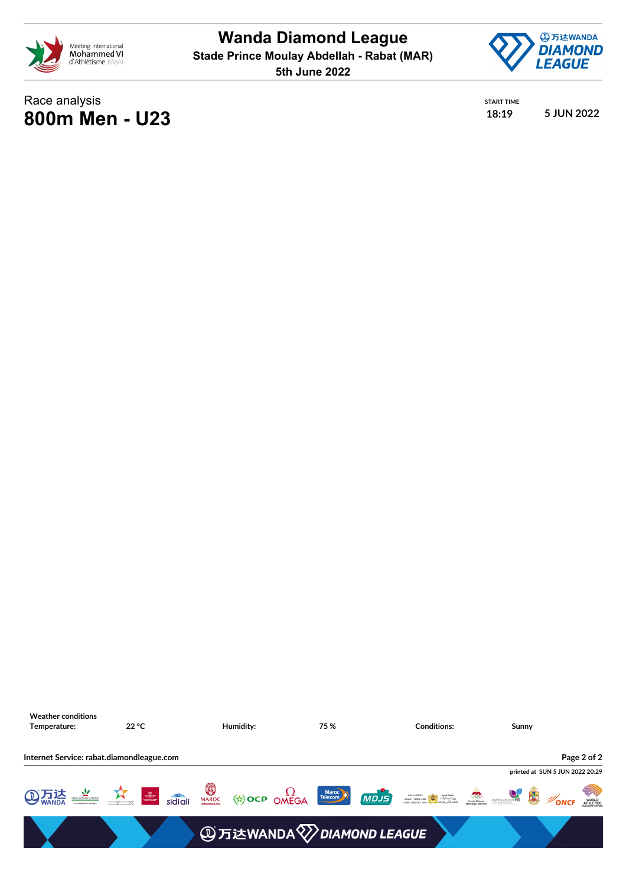# Race analysis

## 800m Men - U23

START TIME
18:19 5 JUN 2022

**Weather conditions**

| | | | | | |
|---|---|---|---|---|---|
| **Temperature:** | 22 °C | **Humidity:** | 75 % | **Conditions:** | Sunny |

**Internet Service: rabat.diamondleague.com**

printed at SUN 5 JUN 2022 20:29